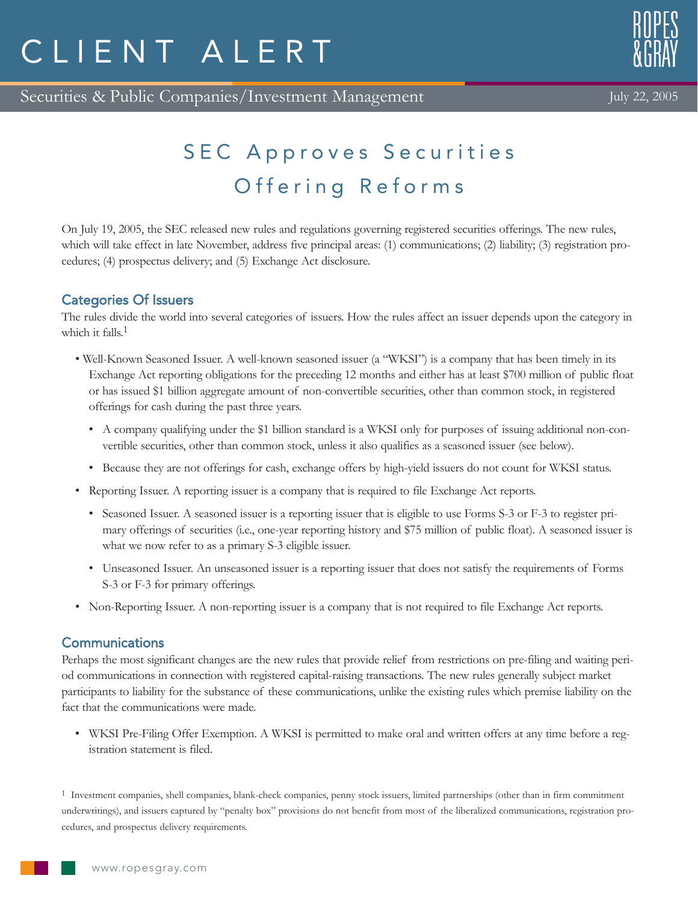# CLIENT ALERT

Securities & Public Companies/Investment Management

July 22, 2005

## SEC Approves Securities Offering Reforms

On July 19, 2005, the SEC released new rules and regulations governing registered securities offerings. The new rules, which will take effect in late November, address five principal areas: (1) communications; (2) liability; (3) registration procedures; (4) prospectus delivery; and (5) Exchange Act disclosure.

### Categories Of Issuers

The rules divide the world into several categories of issuers. How the rules affect an issuer depends upon the category in which it falls.[1]

- Well-Known Seasoned Issuer. A well-known seasoned issuer (a "WKSI") is a company that has been timely in its Exchange Act reporting obligations for the preceding 12 months and either has at least $700 million of public float or has issued $1 billion aggregate amount of non-convertible securities, other than common stock, in registered offerings for cash during the past three years.
  - A company qualifying under the $1 billion standard is a WKSI only for purposes of issuing additional non-convertible securities, other than common stock, unless it also qualifies as a seasoned issuer (see below).
  - Because they are not offerings for cash, exchange offers by high-yield issuers do not count for WKSI status.
- Reporting Issuer. A reporting issuer is a company that is required to file Exchange Act reports.
  - Seasoned Issuer. A seasoned issuer is a reporting issuer that is eligible to use Forms S-3 or F-3 to register primary offerings of securities (i.e., one-year reporting history and $75 million of public float). A seasoned issuer is what we now refer to as a primary S-3 eligible issuer.
  - Unseasoned Issuer. An unseasoned issuer is a reporting issuer that does not satisfy the requirements of Forms S-3 or F-3 for primary offerings.
- Non-Reporting Issuer. A non-reporting issuer is a company that is not required to file Exchange Act reports.

### Communications

Perhaps the most significant changes are the new rules that provide relief from restrictions on pre-filing and waiting period communications in connection with registered capital-raising transactions. The new rules generally subject market participants to liability for the substance of these communications, unlike the existing rules which premise liability on the fact that the communications were made.

- WKSI Pre-Filing Offer Exemption. A WKSI is permitted to make oral and written offers at any time before a registration statement is filed.

[1] Investment companies, shell companies, blank-check companies, penny stock issuers, limited partnerships (other than in firm commitment underwritings), and issuers captured by "penalty box" provisions do not benefit from most of the liberalized communications, registration procedures, and prospectus delivery requirements.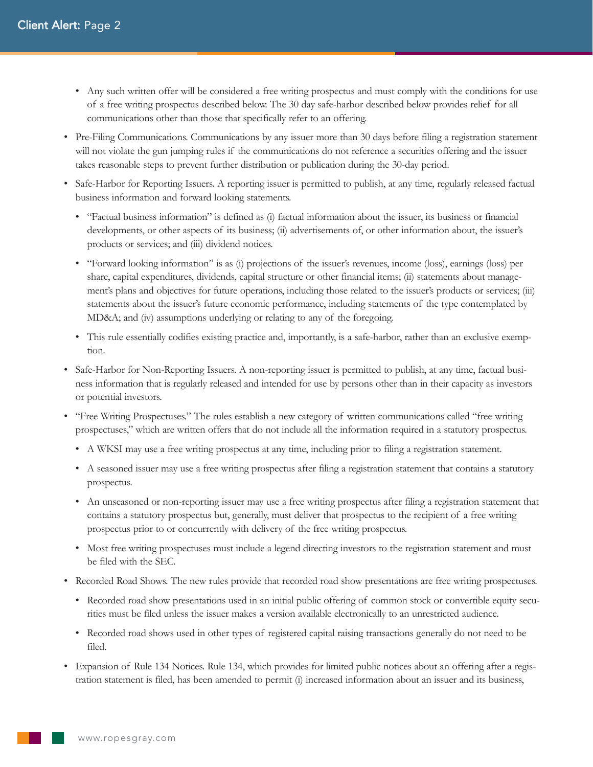- Any such written offer will be considered a free writing prospectus and must comply with the conditions for use of a free writing prospectus described below. The 30 day safe-harbor described below provides relief for all communications other than those that specifically refer to an offering.
- Pre-Filing Communications. Communications by any issuer more than 30 days before filing a registration statement will not violate the gun jumping rules if the communications do not reference a securities offering and the issuer takes reasonable steps to prevent further distribution or publication during the 30-day period.
- Safe-Harbor for Reporting Issuers. A reporting issuer is permitted to publish, at any time, regularly released factual business information and forward looking statements.
  - "Factual business information" is defined as (i) factual information about the issuer, its business or financial developments, or other aspects of its business; (ii) advertisements of, or other information about, the issuer's products or services; and (iii) dividend notices.
  - "Forward looking information" is as (i) projections of the issuer's revenues, income (loss), earnings (loss) per share, capital expenditures, dividends, capital structure or other financial items; (ii) statements about management's plans and objectives for future operations, including those related to the issuer's products or services; (iii) statements about the issuer's future economic performance, including statements of the type contemplated by MD&A; and (iv) assumptions underlying or relating to any of the foregoing.
  - This rule essentially codifies existing practice and, importantly, is a safe-harbor, rather than an exclusive exemption.
- Safe-Harbor for Non-Reporting Issuers. A non-reporting issuer is permitted to publish, at any time, factual business information that is regularly released and intended for use by persons other than in their capacity as investors or potential investors.
- "Free Writing Prospectuses." The rules establish a new category of written communications called "free writing prospectuses," which are written offers that do not include all the information required in a statutory prospectus.
  - A WKSI may use a free writing prospectus at any time, including prior to filing a registration statement.
  - A seasoned issuer may use a free writing prospectus after filing a registration statement that contains a statutory prospectus.
  - An unseasoned or non-reporting issuer may use a free writing prospectus after filing a registration statement that contains a statutory prospectus but, generally, must deliver that prospectus to the recipient of a free writing prospectus prior to or concurrently with delivery of the free writing prospectus.
  - Most free writing prospectuses must include a legend directing investors to the registration statement and must be filed with the SEC.
- Recorded Road Shows. The new rules provide that recorded road show presentations are free writing prospectuses.
  - Recorded road show presentations used in an initial public offering of common stock or convertible equity securities must be filed unless the issuer makes a version available electronically to an unrestricted audience.
  - Recorded road shows used in other types of registered capital raising transactions generally do not need to be filed.
- Expansion of Rule 134 Notices. Rule 134, which provides for limited public notices about an offering after a registration statement is filed, has been amended to permit (i) increased information about an issuer and its business,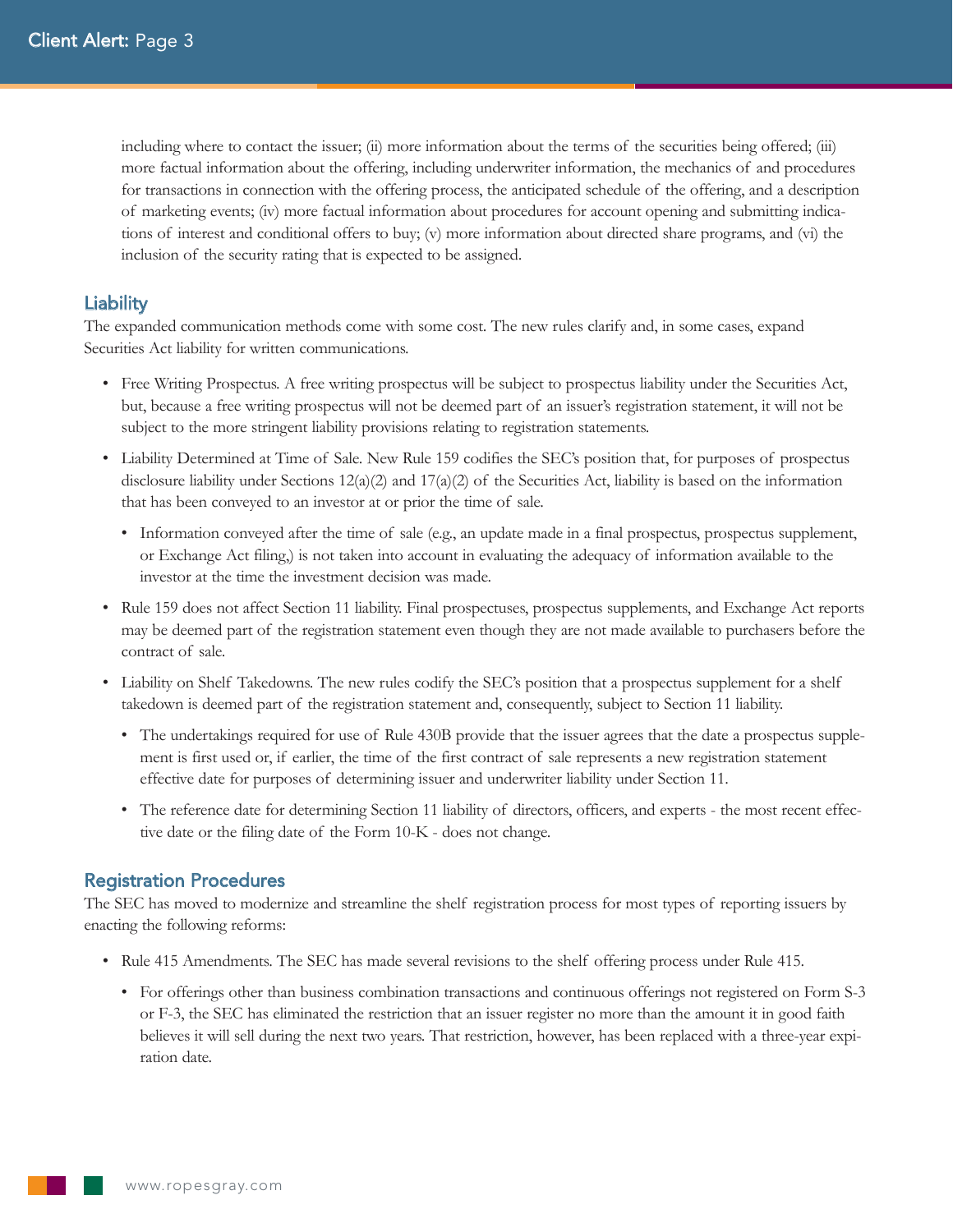including where to contact the issuer; (ii) more information about the terms of the securities being offered; (iii) more factual information about the offering, including underwriter information, the mechanics of and procedures for transactions in connection with the offering process, the anticipated schedule of the offering, and a description of marketing events; (iv) more factual information about procedures for account opening and submitting indications of interest and conditional offers to buy; (v) more information about directed share programs, and (vi) the inclusion of the security rating that is expected to be assigned.

## Liability

The expanded communication methods come with some cost. The new rules clarify and, in some cases, expand Securities Act liability for written communications.

- Free Writing Prospectus. A free writing prospectus will be subject to prospectus liability under the Securities Act, but, because a free writing prospectus will not be deemed part of an issuer's registration statement, it will not be subject to the more stringent liability provisions relating to registration statements.
- Liability Determined at Time of Sale. New Rule 159 codifies the SEC's position that, for purposes of prospectus disclosure liability under Sections 12(a)(2) and 17(a)(2) of the Securities Act, liability is based on the information that has been conveyed to an investor at or prior the time of sale.
  - Information conveyed after the time of sale (e.g., an update made in a final prospectus, prospectus supplement, or Exchange Act filing,) is not taken into account in evaluating the adequacy of information available to the investor at the time the investment decision was made.
- Rule 159 does not affect Section 11 liability. Final prospectuses, prospectus supplements, and Exchange Act reports may be deemed part of the registration statement even though they are not made available to purchasers before the contract of sale.
- Liability on Shelf Takedowns. The new rules codify the SEC's position that a prospectus supplement for a shelf takedown is deemed part of the registration statement and, consequently, subject to Section 11 liability.
  - The undertakings required for use of Rule 430B provide that the issuer agrees that the date a prospectus supplement is first used or, if earlier, the time of the first contract of sale represents a new registration statement effective date for purposes of determining issuer and underwriter liability under Section 11.
  - The reference date for determining Section 11 liability of directors, officers, and experts - the most recent effective date or the filing date of the Form 10-K - does not change.

## Registration Procedures

The SEC has moved to modernize and streamline the shelf registration process for most types of reporting issuers by enacting the following reforms:

- Rule 415 Amendments. The SEC has made several revisions to the shelf offering process under Rule 415.
  - For offerings other than business combination transactions and continuous offerings not registered on Form S-3 or F-3, the SEC has eliminated the restriction that an issuer register no more than the amount it in good faith believes it will sell during the next two years. That restriction, however, has been replaced with a three-year expiration date.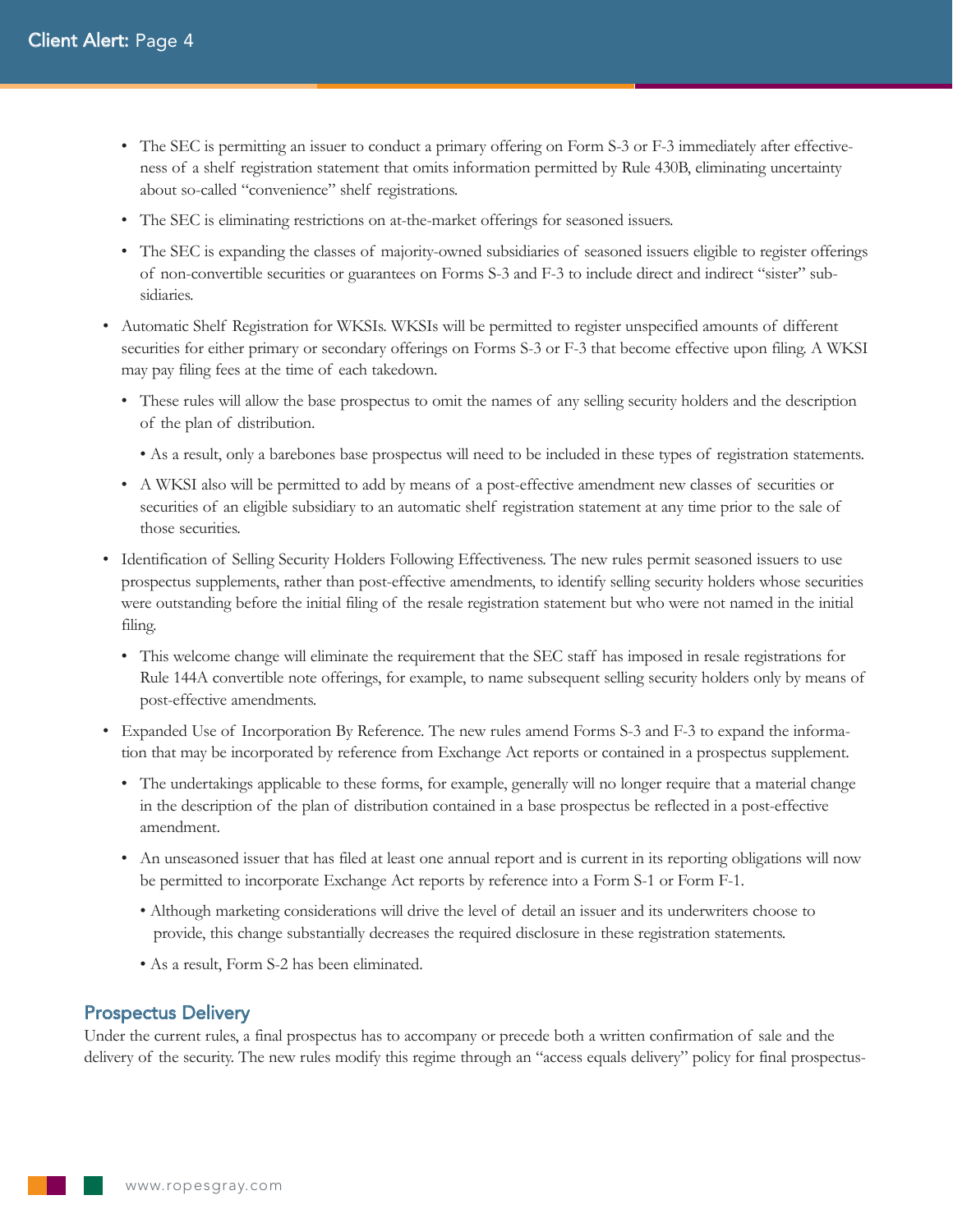- The SEC is permitting an issuer to conduct a primary offering on Form S-3 or F-3 immediately after effectiveness of a shelf registration statement that omits information permitted by Rule 430B, eliminating uncertainty about so-called "convenience" shelf registrations.
  - The SEC is eliminating restrictions on at-the-market offerings for seasoned issuers.
  - The SEC is expanding the classes of majority-owned subsidiaries of seasoned issuers eligible to register offerings of non-convertible securities or guarantees on Forms S-3 and F-3 to include direct and indirect "sister" subsidiaries.
- Automatic Shelf Registration for WKSIs. WKSIs will be permitted to register unspecified amounts of different securities for either primary or secondary offerings on Forms S-3 or F-3 that become effective upon filing. A WKSI may pay filing fees at the time of each takedown.
  - These rules will allow the base prospectus to omit the names of any selling security holders and the description of the plan of distribution.
    - As a result, only a barebones base prospectus will need to be included in these types of registration statements.
  - A WKSI also will be permitted to add by means of a post-effective amendment new classes of securities or securities of an eligible subsidiary to an automatic shelf registration statement at any time prior to the sale of those securities.
- Identification of Selling Security Holders Following Effectiveness. The new rules permit seasoned issuers to use prospectus supplements, rather than post-effective amendments, to identify selling security holders whose securities were outstanding before the initial filing of the resale registration statement but who were not named in the initial filing.
  - This welcome change will eliminate the requirement that the SEC staff has imposed in resale registrations for Rule 144A convertible note offerings, for example, to name subsequent selling security holders only by means of post-effective amendments.
- Expanded Use of Incorporation By Reference. The new rules amend Forms S-3 and F-3 to expand the information that may be incorporated by reference from Exchange Act reports or contained in a prospectus supplement.
  - The undertakings applicable to these forms, for example, generally will no longer require that a material change in the description of the plan of distribution contained in a base prospectus be reflected in a post-effective amendment.
  - An unseasoned issuer that has filed at least one annual report and is current in its reporting obligations will now be permitted to incorporate Exchange Act reports by reference into a Form S-1 or Form F-1.
    - Although marketing considerations will drive the level of detail an issuer and its underwriters choose to provide, this change substantially decreases the required disclosure in these registration statements.
    - As a result, Form S-2 has been eliminated.

## Prospectus Delivery

Under the current rules, a final prospectus has to accompany or precede both a written confirmation of sale and the delivery of the security. The new rules modify this regime through an "access equals delivery" policy for final prospectus-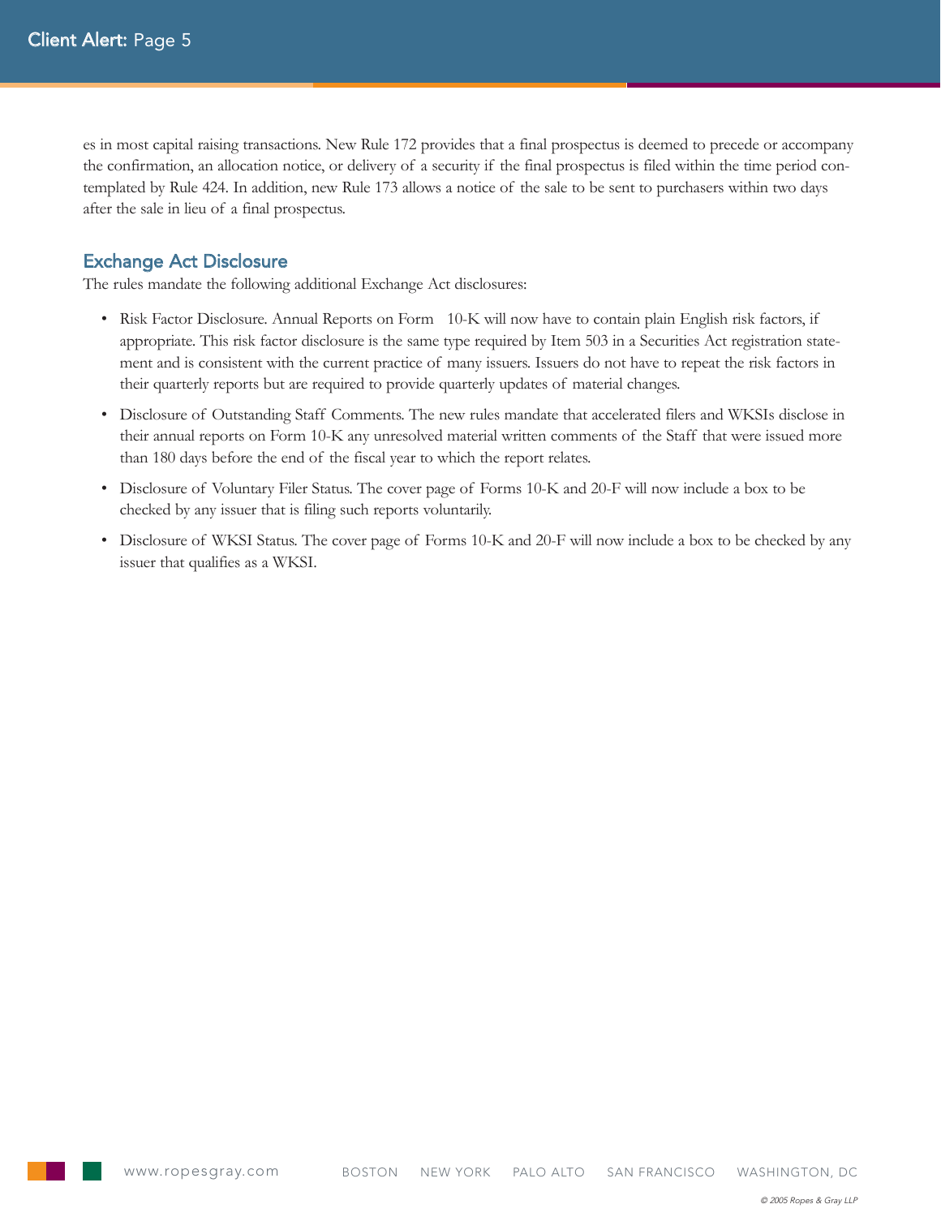es in most capital raising transactions. New Rule 172 provides that a final prospectus is deemed to precede or accompany the confirmation, an allocation notice, or delivery of a security if the final prospectus is filed within the time period contemplated by Rule 424. In addition, new Rule 173 allows a notice of the sale to be sent to purchasers within two days after the sale in lieu of a final prospectus.

## Exchange Act Disclosure

The rules mandate the following additional Exchange Act disclosures:

- Risk Factor Disclosure. Annual Reports on Form 10-K will now have to contain plain English risk factors, if appropriate. This risk factor disclosure is the same type required by Item 503 in a Securities Act registration statement and is consistent with the current practice of many issuers. Issuers do not have to repeat the risk factors in their quarterly reports but are required to provide quarterly updates of material changes.
- Disclosure of Outstanding Staff Comments. The new rules mandate that accelerated filers and WKSIs disclose in their annual reports on Form 10-K any unresolved material written comments of the Staff that were issued more than 180 days before the end of the fiscal year to which the report relates.
- Disclosure of Voluntary Filer Status. The cover page of Forms 10-K and 20-F will now include a box to be checked by any issuer that is filing such reports voluntarily.
- Disclosure of WKSI Status. The cover page of Forms 10-K and 20-F will now include a box to be checked by any issuer that qualifies as a WKSI.